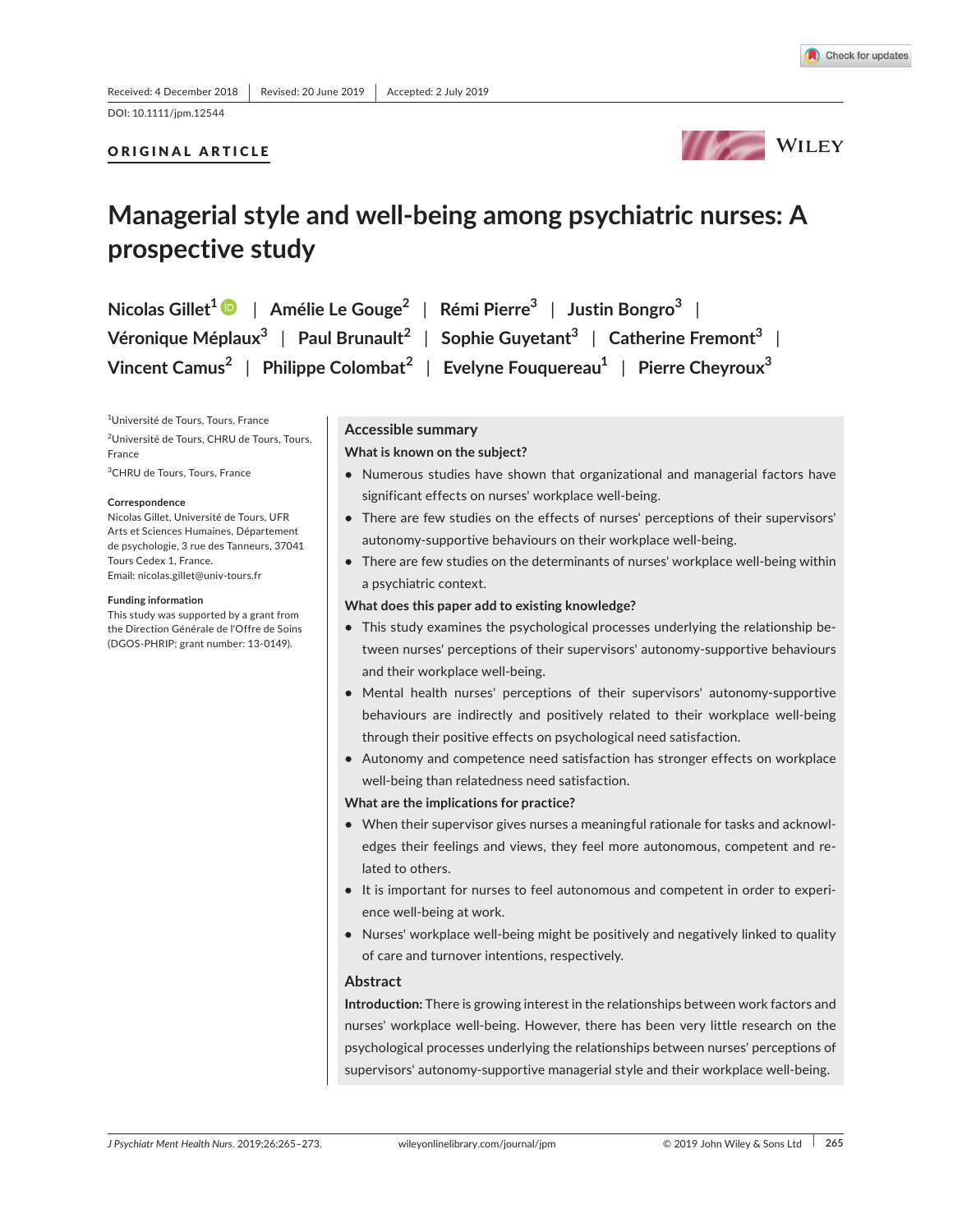Received: 4 December 2018 | Revised: 20 June 2019 | Accepted: 2 July 2019

DOI: 10.1111/jpm.12544

ORIGINAL ARTICLE

# Managerial style and well-being among psychiatric nurses: A prospective study

Nicolas Gillet[1] | Amélie Le Gouge[2] | Rémi Pierre[3] | Justin Bongro[3] | Véronique Méplaux[3] | Paul Brunault[2] | Sophie Guyetant[3] | Catherine Fremont[3] | Vincent Camus[2] | Philippe Colombat[2] | Evelyne Fouquereau[1] | Pierre Cheyroux[3]

[1]Université de Tours, Tours, France

[2]Université de Tours, CHRU de Tours, Tours, France

[3]CHRU de Tours, Tours, France

**Correspondence**
Nicolas Gillet, Université de Tours, UFR Arts et Sciences Humaines, Département de psychologie, 3 rue des Tanneurs, 37041 Tours Cedex 1, France.
Email: nicolas.gillet@univ-tours.fr

**Funding information**
This study was supported by a grant from the Direction Générale de l'Offre de Soins (DGOS-PHRIP; grant number: 13-0149).

## Accessible summary

**What is known on the subject?**

- Numerous studies have shown that organizational and managerial factors have significant effects on nurses' workplace well-being.
- There are few studies on the effects of nurses' perceptions of their supervisors' autonomy-supportive behaviours on their workplace well-being.
- There are few studies on the determinants of nurses' workplace well-being within a psychiatric context.

**What does this paper add to existing knowledge?**

- This study examines the psychological processes underlying the relationship between nurses' perceptions of their supervisors' autonomy-supportive behaviours and their workplace well-being.
- Mental health nurses' perceptions of their supervisors' autonomy-supportive behaviours are indirectly and positively related to their workplace well-being through their positive effects on psychological need satisfaction.
- Autonomy and competence need satisfaction has stronger effects on workplace well-being than relatedness need satisfaction.

**What are the implications for practice?**

- When their supervisor gives nurses a meaningful rationale for tasks and acknowledges their feelings and views, they feel more autonomous, competent and related to others.
- It is important for nurses to feel autonomous and competent in order to experience well-being at work.
- Nurses' workplace well-being might be positively and negatively linked to quality of care and turnover intentions, respectively.

## Abstract

**Introduction:** There is growing interest in the relationships between work factors and nurses' workplace well-being. However, there has been very little research on the psychological processes underlying the relationships between nurses' perceptions of supervisors' autonomy-supportive managerial style and their workplace well-being.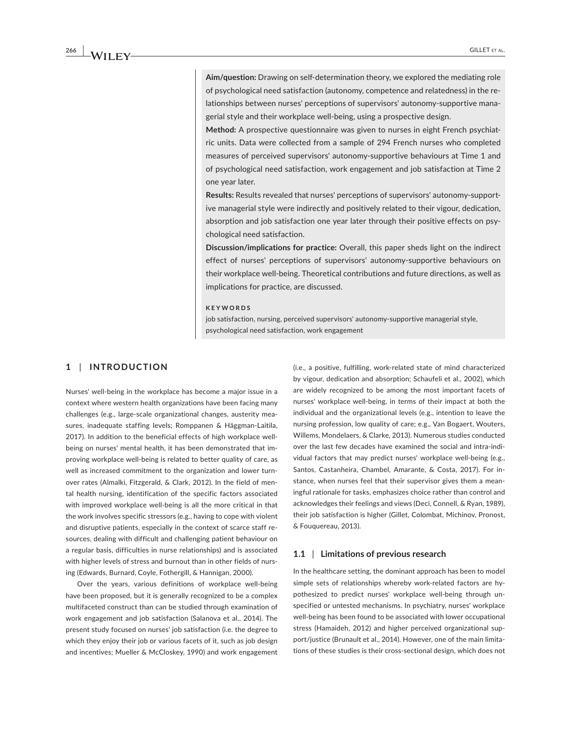**Aim/question:** Drawing on self-determination theory, we explored the mediating role of psychological need satisfaction (autonomy, competence and relatedness) in the relationships between nurses' perceptions of supervisors' autonomy-supportive managerial style and their workplace well-being, using a prospective design.

**Method:** A prospective questionnaire was given to nurses in eight French psychiatric units. Data were collected from a sample of 294 French nurses who completed measures of perceived supervisors' autonomy-supportive behaviours at Time 1 and of psychological need satisfaction, work engagement and job satisfaction at Time 2 one year later.

**Results:** Results revealed that nurses' perceptions of supervisors' autonomy-supportive managerial style were indirectly and positively related to their vigour, dedication, absorption and job satisfaction one year later through their positive effects on psychological need satisfaction.

**Discussion/implications for practice:** Overall, this paper sheds light on the indirect effect of nurses' perceptions of supervisors' autonomy-supportive behaviours on their workplace well-being. Theoretical contributions and future directions, as well as implications for practice, are discussed.

**KEYWORDS**

job satisfaction, nursing, perceived supervisors' autonomy-supportive managerial style, psychological need satisfaction, work engagement

## 1 | INTRODUCTION

Nurses' well-being in the workplace has become a major issue in a context where western health organizations have been facing many challenges (e.g., large-scale organizational changes, austerity measures, inadequate staffing levels; Romppanen & Häggman-Laitila, 2017). In addition to the beneficial effects of high workplace well-being on nurses' mental health, it has been demonstrated that improving workplace well-being is related to better quality of care, as well as increased commitment to the organization and lower turnover rates (Almalki, Fitzgerald, & Clark, 2012). In the field of mental health nursing, identification of the specific factors associated with improved workplace well-being is all the more critical in that the work involves specific stressors (e.g., having to cope with violent and disruptive patients, especially in the context of scarce staff resources, dealing with difficult and challenging patient behaviour on a regular basis, difficulties in nurse relationships) and is associated with higher levels of stress and burnout than in other fields of nursing (Edwards, Burnard, Coyle, Fothergill, & Hannigan, 2000).

Over the years, various definitions of workplace well-being have been proposed, but it is generally recognized to be a complex multifaceted construct than can be studied through examination of work engagement and job satisfaction (Salanova et al., 2014). The present study focused on nurses' job satisfaction (i.e. the degree to which they enjoy their job or various facets of it, such as job design and incentives; Mueller & McCloskey, 1990) and work engagement (i.e., a positive, fulfilling, work-related state of mind characterized by vigour, dedication and absorption; Schaufeli et al., 2002), which are widely recognized to be among the most important facets of nurses' workplace well-being, in terms of their impact at both the individual and the organizational levels (e.g., intention to leave the nursing profession, low quality of care; e.g., Van Bogaert, Wouters, Willems, Mondelaers, & Clarke, 2013). Numerous studies conducted over the last few decades have examined the social and intra-individual factors that may predict nurses' workplace well-being (e.g., Santos, Castanheira, Chambel, Amarante, & Costa, 2017). For instance, when nurses feel that their supervisor gives them a meaningful rationale for tasks, emphasizes choice rather than control and acknowledges their feelings and views (Deci, Connell, & Ryan, 1989), their job satisfaction is higher (Gillet, Colombat, Michinov, Pronost, & Fouquereau, 2013).

### 1.1 | Limitations of previous research

In the healthcare setting, the dominant approach has been to model simple sets of relationships whereby work-related factors are hypothesized to predict nurses' workplace well-being through unspecified or untested mechanisms. In psychiatry, nurses' workplace well-being has been found to be associated with lower occupational stress (Hamaideh, 2012) and higher perceived organizational support/justice (Brunault et al., 2014). However, one of the main limitations of these studies is their cross-sectional design, which does not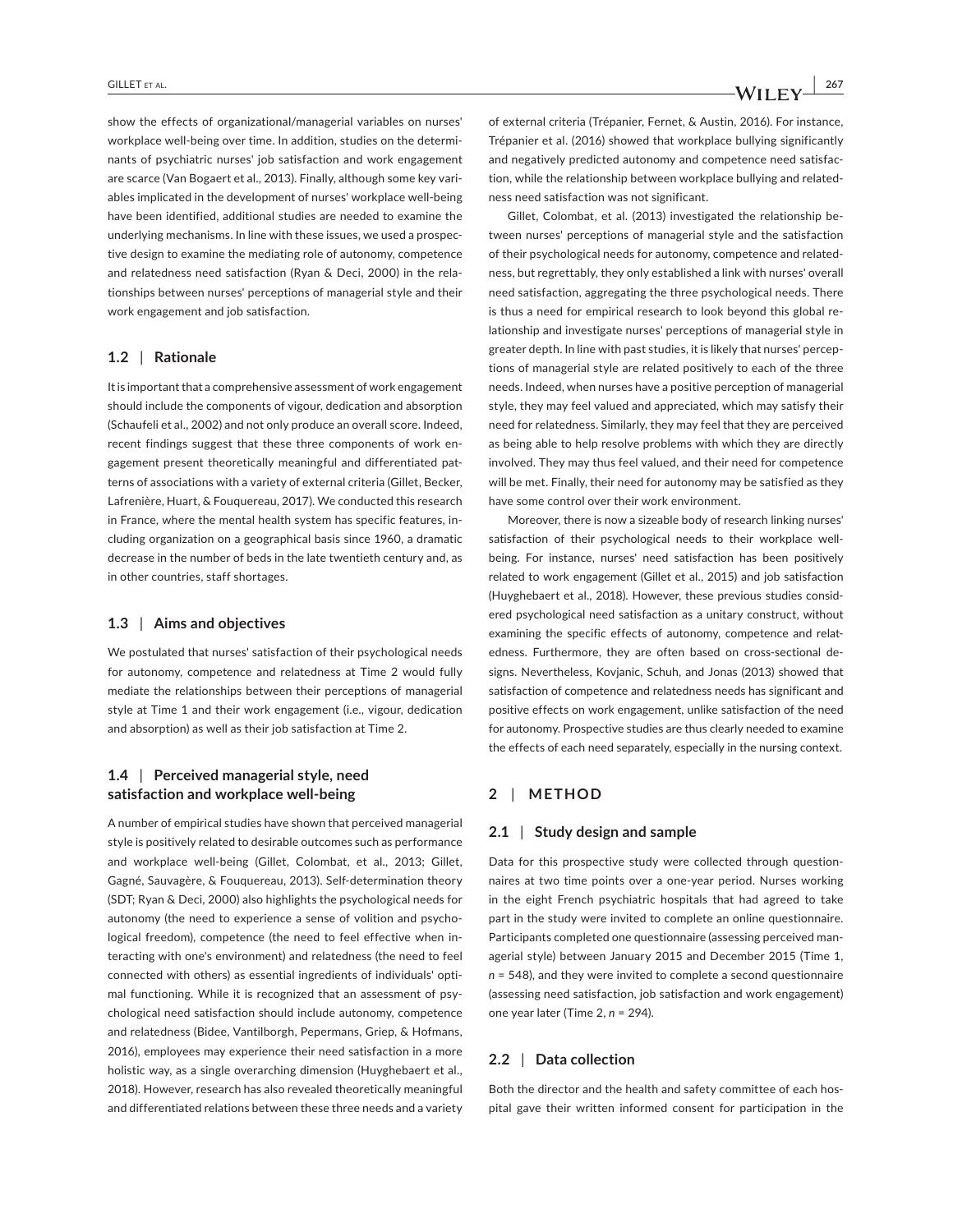show the effects of organizational/managerial variables on nurses' workplace well-being over time. In addition, studies on the determinants of psychiatric nurses' job satisfaction and work engagement are scarce (Van Bogaert et al., 2013). Finally, although some key variables implicated in the development of nurses' workplace well-being have been identified, additional studies are needed to examine the underlying mechanisms. In line with these issues, we used a prospective design to examine the mediating role of autonomy, competence and relatedness need satisfaction (Ryan & Deci, 2000) in the relationships between nurses' perceptions of managerial style and their work engagement and job satisfaction.

### 1.2 | Rationale

It is important that a comprehensive assessment of work engagement should include the components of vigour, dedication and absorption (Schaufeli et al., 2002) and not only produce an overall score. Indeed, recent findings suggest that these three components of work engagement present theoretically meaningful and differentiated patterns of associations with a variety of external criteria (Gillet, Becker, Lafrenière, Huart, & Fouquereau, 2017). We conducted this research in France, where the mental health system has specific features, including organization on a geographical basis since 1960, a dramatic decrease in the number of beds in the late twentieth century and, as in other countries, staff shortages.

### 1.3 | Aims and objectives

We postulated that nurses' satisfaction of their psychological needs for autonomy, competence and relatedness at Time 2 would fully mediate the relationships between their perceptions of managerial style at Time 1 and their work engagement (i.e., vigour, dedication and absorption) as well as their job satisfaction at Time 2.

### 1.4 | Perceived managerial style, need satisfaction and workplace well-being

A number of empirical studies have shown that perceived managerial style is positively related to desirable outcomes such as performance and workplace well-being (Gillet, Colombat, et al., 2013; Gillet, Gagné, Sauvagère, & Fouquereau, 2013). Self-determination theory (SDT; Ryan & Deci, 2000) also highlights the psychological needs for autonomy (the need to experience a sense of volition and psychological freedom), competence (the need to feel effective when interacting with one's environment) and relatedness (the need to feel connected with others) as essential ingredients of individuals' optimal functioning. While it is recognized that an assessment of psychological need satisfaction should include autonomy, competence and relatedness (Bidee, Vantilborgh, Pepermans, Griep, & Hofmans, 2016), employees may experience their need satisfaction in a more holistic way, as a single overarching dimension (Huyghebaert et al., 2018). However, research has also revealed theoretically meaningful and differentiated relations between these three needs and a variety of external criteria (Trépanier, Fernet, & Austin, 2016). For instance, Trépanier et al. (2016) showed that workplace bullying significantly and negatively predicted autonomy and competence need satisfaction, while the relationship between workplace bullying and relatedness need satisfaction was not significant.

Gillet, Colombat, et al. (2013) investigated the relationship between nurses' perceptions of managerial style and the satisfaction of their psychological needs for autonomy, competence and relatedness, but regrettably, they only established a link with nurses' overall need satisfaction, aggregating the three psychological needs. There is thus a need for empirical research to look beyond this global relationship and investigate nurses' perceptions of managerial style in greater depth. In line with past studies, it is likely that nurses' perceptions of managerial style are related positively to each of the three needs. Indeed, when nurses have a positive perception of managerial style, they may feel valued and appreciated, which may satisfy their need for relatedness. Similarly, they may feel that they are perceived as being able to help resolve problems with which they are directly involved. They may thus feel valued, and their need for competence will be met. Finally, their need for autonomy may be satisfied as they have some control over their work environment.

Moreover, there is now a sizeable body of research linking nurses' satisfaction of their psychological needs to their workplace well-being. For instance, nurses' need satisfaction has been positively related to work engagement (Gillet et al., 2015) and job satisfaction (Huyghebaert et al., 2018). However, these previous studies considered psychological need satisfaction as a unitary construct, without examining the specific effects of autonomy, competence and relatedness. Furthermore, they are often based on cross-sectional designs. Nevertheless, Kovjanic, Schuh, and Jonas (2013) showed that satisfaction of competence and relatedness needs has significant and positive effects on work engagement, unlike satisfaction of the need for autonomy. Prospective studies are thus clearly needed to examine the effects of each need separately, especially in the nursing context.

## 2 | METHOD

### 2.1 | Study design and sample

Data for this prospective study were collected through questionnaires at two time points over a one-year period. Nurses working in the eight French psychiatric hospitals that had agreed to take part in the study were invited to complete an online questionnaire. Participants completed one questionnaire (assessing perceived managerial style) between January 2015 and December 2015 (Time 1, $n = 548$), and they were invited to complete a second questionnaire (assessing need satisfaction, job satisfaction and work engagement) one year later (Time 2, $n = 294$).

### 2.2 | Data collection

Both the director and the health and safety committee of each hospital gave their written informed consent for participation in the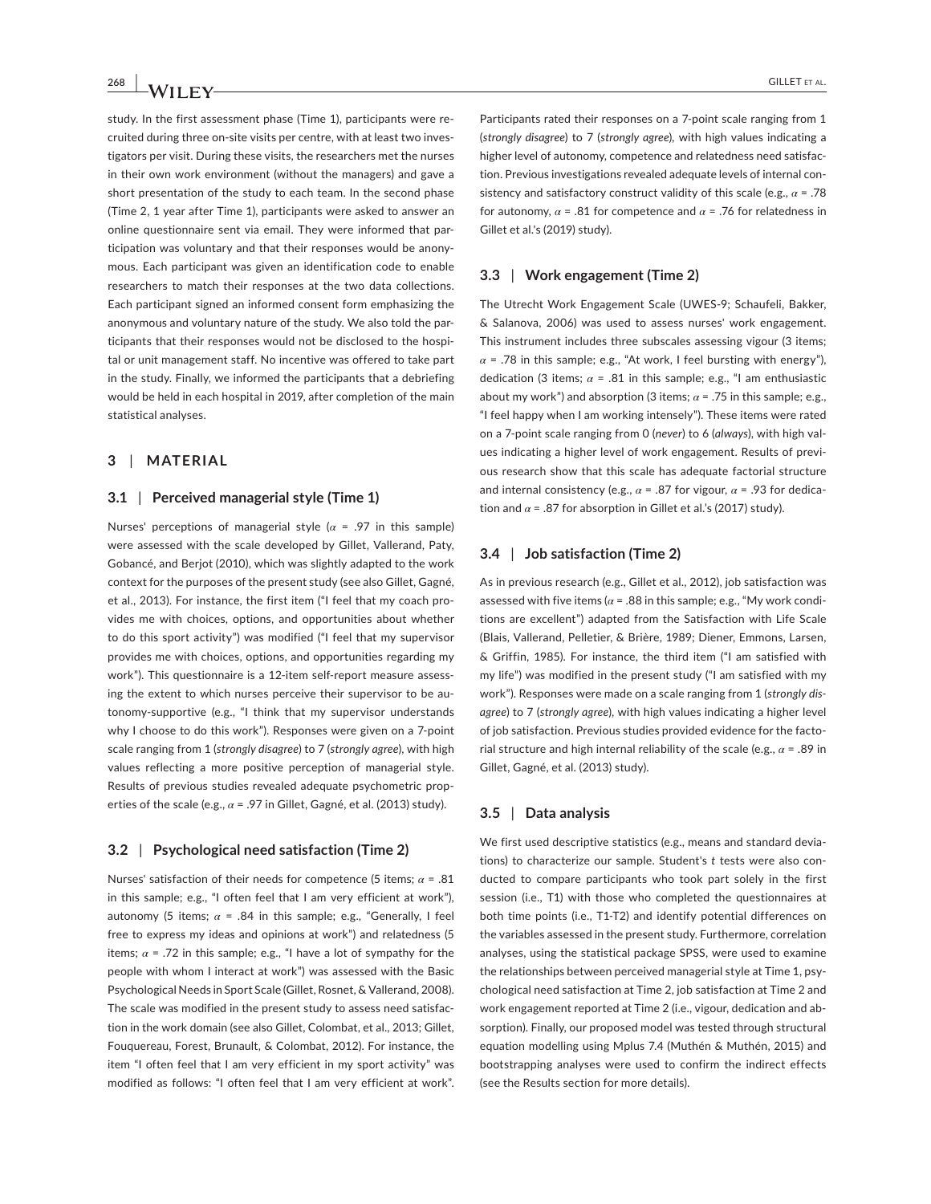study. In the first assessment phase (Time 1), participants were recruited during three on-site visits per centre, with at least two investigators per visit. During these visits, the researchers met the nurses in their own work environment (without the managers) and gave a short presentation of the study to each team. In the second phase (Time 2, 1 year after Time 1), participants were asked to answer an online questionnaire sent via email. They were informed that participation was voluntary and that their responses would be anonymous. Each participant was given an identification code to enable researchers to match their responses at the two data collections. Each participant signed an informed consent form emphasizing the anonymous and voluntary nature of the study. We also told the participants that their responses would not be disclosed to the hospital or unit management staff. No incentive was offered to take part in the study. Finally, we informed the participants that a debriefing would be held in each hospital in 2019, after completion of the main statistical analyses.

## 3 | MATERIAL

### 3.1 | Perceived managerial style (Time 1)

Nurses' perceptions of managerial style ($\alpha$ = .97 in this sample) were assessed with the scale developed by Gillet, Vallerand, Paty, Gobancé, and Berjot (2010), which was slightly adapted to the work context for the purposes of the present study (see also Gillet, Gagné, et al., 2013). For instance, the first item ("I feel that my coach provides me with choices, options, and opportunities about whether to do this sport activity") was modified ("I feel that my supervisor provides me with choices, options, and opportunities regarding my work"). This questionnaire is a 12-item self-report measure assessing the extent to which nurses perceive their supervisor to be autonomy-supportive (e.g., "I think that my supervisor understands why I choose to do this work"). Responses were given on a 7-point scale ranging from 1 (*strongly disagree*) to 7 (*strongly agree*), with high values reflecting a more positive perception of managerial style. Results of previous studies revealed adequate psychometric properties of the scale (e.g., $\alpha$ = .97 in Gillet, Gagné, et al. (2013) study).

### 3.2 | Psychological need satisfaction (Time 2)

Nurses' satisfaction of their needs for competence (5 items; $\alpha$ = .81 in this sample; e.g., "I often feel that I am very efficient at work"), autonomy (5 items; $\alpha$ = .84 in this sample; e.g., "Generally, I feel free to express my ideas and opinions at work") and relatedness (5 items; $\alpha$ = .72 in this sample; e.g., "I have a lot of sympathy for the people with whom I interact at work") was assessed with the Basic Psychological Needs in Sport Scale (Gillet, Rosnet, & Vallerand, 2008). The scale was modified in the present study to assess need satisfaction in the work domain (see also Gillet, Colombat, et al., 2013; Gillet, Fouquereau, Forest, Brunault, & Colombat, 2012). For instance, the item "I often feel that I am very efficient in my sport activity" was modified as follows: "I often feel that I am very efficient at work". Participants rated their responses on a 7-point scale ranging from 1 (*strongly disagree*) to 7 (*strongly agree*), with high values indicating a higher level of autonomy, competence and relatedness need satisfaction. Previous investigations revealed adequate levels of internal consistency and satisfactory construct validity of this scale (e.g., $\alpha$ = .78 for autonomy, $\alpha$ = .81 for competence and $\alpha$ = .76 for relatedness in Gillet et al.'s (2019) study).

### 3.3 | Work engagement (Time 2)

The Utrecht Work Engagement Scale (UWES-9; Schaufeli, Bakker, & Salanova, 2006) was used to assess nurses' work engagement. This instrument includes three subscales assessing vigour (3 items; $\alpha$ = .78 in this sample; e.g., "At work, I feel bursting with energy"), dedication (3 items; $\alpha$ = .81 in this sample; e.g., "I am enthusiastic about my work") and absorption (3 items; $\alpha$ = .75 in this sample; e.g., "I feel happy when I am working intensely"). These items were rated on a 7-point scale ranging from 0 (*never*) to 6 (*always*), with high values indicating a higher level of work engagement. Results of previous research show that this scale has adequate factorial structure and internal consistency (e.g., $\alpha$ = .87 for vigour, $\alpha$ = .93 for dedication and $\alpha$ = .87 for absorption in Gillet et al.'s (2017) study).

### 3.4 | Job satisfaction (Time 2)

As in previous research (e.g., Gillet et al., 2012), job satisfaction was assessed with five items ($\alpha$ = .88 in this sample; e.g., "My work conditions are excellent") adapted from the Satisfaction with Life Scale (Blais, Vallerand, Pelletier, & Brière, 1989; Diener, Emmons, Larsen, & Griffin, 1985). For instance, the third item ("I am satisfied with my life") was modified in the present study ("I am satisfied with my work"). Responses were made on a scale ranging from 1 (*strongly disagree*) to 7 (*strongly agree*), with high values indicating a higher level of job satisfaction. Previous studies provided evidence for the factorial structure and high internal reliability of the scale (e.g., $\alpha$ = .89 in Gillet, Gagné, et al. (2013) study).

### 3.5 | Data analysis

We first used descriptive statistics (e.g., means and standard deviations) to characterize our sample. Student's *t* tests were also conducted to compare participants who took part solely in the first session (i.e., T1) with those who completed the questionnaires at both time points (i.e., T1-T2) and identify potential differences on the variables assessed in the present study. Furthermore, correlation analyses, using the statistical package SPSS, were used to examine the relationships between perceived managerial style at Time 1, psychological need satisfaction at Time 2, job satisfaction at Time 2 and work engagement reported at Time 2 (i.e., vigour, dedication and absorption). Finally, our proposed model was tested through structural equation modelling using Mplus 7.4 (Muthén & Muthén, 2015) and bootstrapping analyses were used to confirm the indirect effects (see the Results section for more details).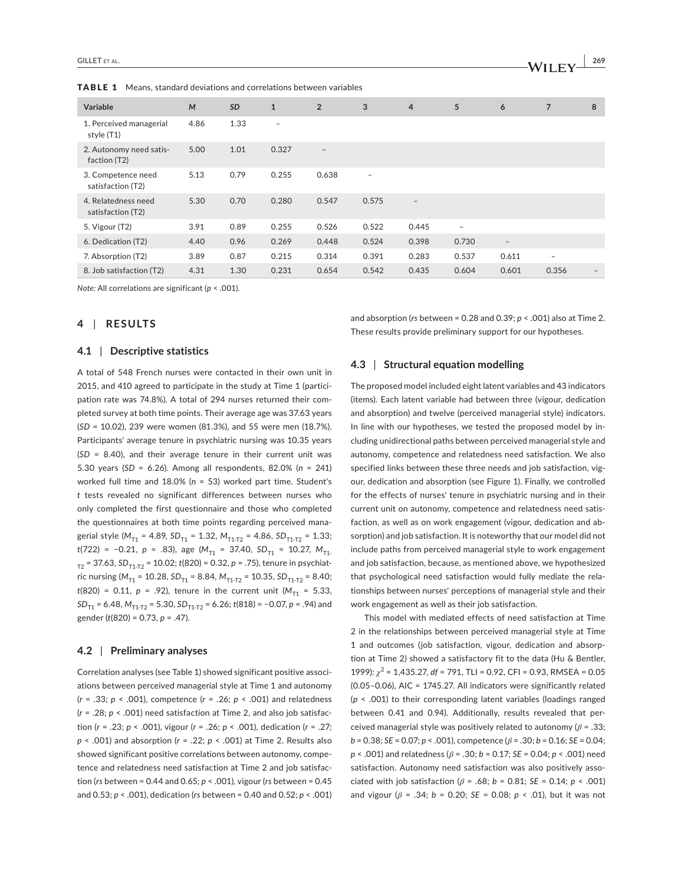**TABLE 1** Means, standard deviations and correlations between variables

| Variable | *M* | *SD* | 1 | 2 | 3 | 4 | 5 | 6 | 7 | 8 |
|---|---|---|---|---|---|---|---|---|---|---|
| 1. Perceived managerial style (T1) | 4.86 | 1.33 | – | | | | | | | |
| 2. Autonomy need satisfaction (T2) | 5.00 | 1.01 | 0.327 | – | | | | | | |
| 3. Competence need satisfaction (T2) | 5.13 | 0.79 | 0.255 | 0.638 | – | | | | | |
| 4. Relatedness need satisfaction (T2) | 5.30 | 0.70 | 0.280 | 0.547 | 0.575 | – | | | | |
| 5. Vigour (T2) | 3.91 | 0.89 | 0.255 | 0.526 | 0.522 | 0.445 | – | | | |
| 6. Dedication (T2) | 4.40 | 0.96 | 0.269 | 0.448 | 0.524 | 0.398 | 0.730 | – | | |
| 7. Absorption (T2) | 3.89 | 0.87 | 0.215 | 0.314 | 0.391 | 0.283 | 0.537 | 0.611 | – | |
| 8. Job satisfaction (T2) | 4.31 | 1.30 | 0.231 | 0.654 | 0.542 | 0.435 | 0.604 | 0.601 | 0.356 | – |

*Note:* All correlations are significant ($p < .001$).

## 4 | RESULTS

### 4.1 | Descriptive statistics

A total of 548 French nurses were contacted in their own unit in 2015, and 410 agreed to participate in the study at Time 1 (participation rate was 74.8%). A total of 294 nurses returned their completed survey at both time points. Their average age was 37.63 years ($SD$ = 10.02), 239 were women (81.3%), and 55 were men (18.7%). Participants' average tenure in psychiatric nursing was 10.35 years ($SD$ = 8.40), and their average tenure in their current unit was 5.30 years ($SD$ = 6.26). Among all respondents, 82.0% ($n$ = 241) worked full time and 18.0% ($n$ = 53) worked part time. Student's $t$ tests revealed no significant differences between nurses who only completed the first questionnaire and those who completed the questionnaires at both time points regarding perceived managerial style ($M_{T1}$ = 4.89, $SD_{T1}$ = 1.32, $M_{T1\text{-}T2}$ = 4.86, $SD_{T1\text{-}T2}$ = 1.33; $t(722)$ = −0.21, $p$ = .83), age ($M_{T1}$ = 37.40, $SD_{T1}$ = 10.27, $M_{T1\text{-}T2}$ = 37.63, $SD_{T1\text{-}T2}$ = 10.02; $t(820)$ = 0.32, $p$ = .75), tenure in psychiatric nursing ($M_{T1}$ = 10.28, $SD_{T1}$ = 8.84, $M_{T1\text{-}T2}$ = 10.35, $SD_{T1\text{-}T2}$ = 8.40; $t(820)$ = 0.11, $p$ = .92), tenure in the current unit ($M_{T1}$ = 5.33, $SD_{T1}$ = 6.48, $M_{T1\text{-}T2}$ = 5.30, $SD_{T1\text{-}T2}$ = 6.26; $t(818)$ = −0.07, $p$ = .94) and gender ($t(820)$ = 0.73, $p$ = .47).

### 4.2 | Preliminary analyses

Correlation analyses (see Table 1) showed significant positive associations between perceived managerial style at Time 1 and autonomy ($r$ = .33; $p < .001$), competence ($r$ = .26; $p < .001$) and relatedness ($r$ = .28; $p < .001$) need satisfaction at Time 2, and also job satisfaction ($r$ = .23; $p < .001$), vigour ($r$ = .26; $p < .001$), dedication ($r$ = .27; $p < .001$) and absorption ($r$ = .22; $p < .001$) at Time 2. Results also showed significant positive correlations between autonomy, competence and relatedness need satisfaction at Time 2 and job satisfaction ($rs$ between = 0.44 and 0.65; $p < .001$), vigour ($rs$ between = 0.45 and 0.53; $p < .001$), dedication ($rs$ between = 0.40 and 0.52; $p < .001$) and absorption ($rs$ between = 0.28 and 0.39; $p < .001$) also at Time 2. These results provide preliminary support for our hypotheses.

### 4.3 | Structural equation modelling

The proposed model included eight latent variables and 43 indicators (items). Each latent variable had between three (vigour, dedication and absorption) and twelve (perceived managerial style) indicators. In line with our hypotheses, we tested the proposed model by including unidirectional paths between perceived managerial style and autonomy, competence and relatedness need satisfaction. We also specified links between these three needs and job satisfaction, vigour, dedication and absorption (see Figure 1). Finally, we controlled for the effects of nurses' tenure in psychiatric nursing and in their current unit on autonomy, competence and relatedness need satisfaction, as well as on work engagement (vigour, dedication and absorption) and job satisfaction. It is noteworthy that our model did not include paths from perceived managerial style to work engagement and job satisfaction, because, as mentioned above, we hypothesized that psychological need satisfaction would fully mediate the relationships between nurses' perceptions of managerial style and their work engagement as well as their job satisfaction.

This model with mediated effects of need satisfaction at Time 2 in the relationships between perceived managerial style at Time 1 and outcomes (job satisfaction, vigour, dedication and absorption at Time 2) showed a satisfactory fit to the data (Hu & Bentler, 1999): $\chi^2$ = 1,435.27, $df$ = 791, TLI = 0.92, CFI = 0.93, RMSEA = 0.05 (0.05–0.06), AIC = 1745.27. All indicators were significantly related ($p < .001$) to their corresponding latent variables (loadings ranged between 0.41 and 0.94). Additionally, results revealed that perceived managerial style was positively related to autonomy ($\beta$ = .33; $b$ = 0.38; $SE$ = 0.07; $p < .001$), competence ($\beta$ = .30; $b$ = 0.16; $SE$ = 0.04; $p < .001$) and relatedness ($\beta$ = .30; $b$ = 0.17; $SE$ = 0.04; $p < .001$) need satisfaction. Autonomy need satisfaction was also positively associated with job satisfaction ($\beta$ = .68; $b$ = 0.81; $SE$ = 0.14; $p < .001$) and vigour ($\beta$ = .34; $b$ = 0.20; $SE$ = 0.08; $p < .01$), but it was not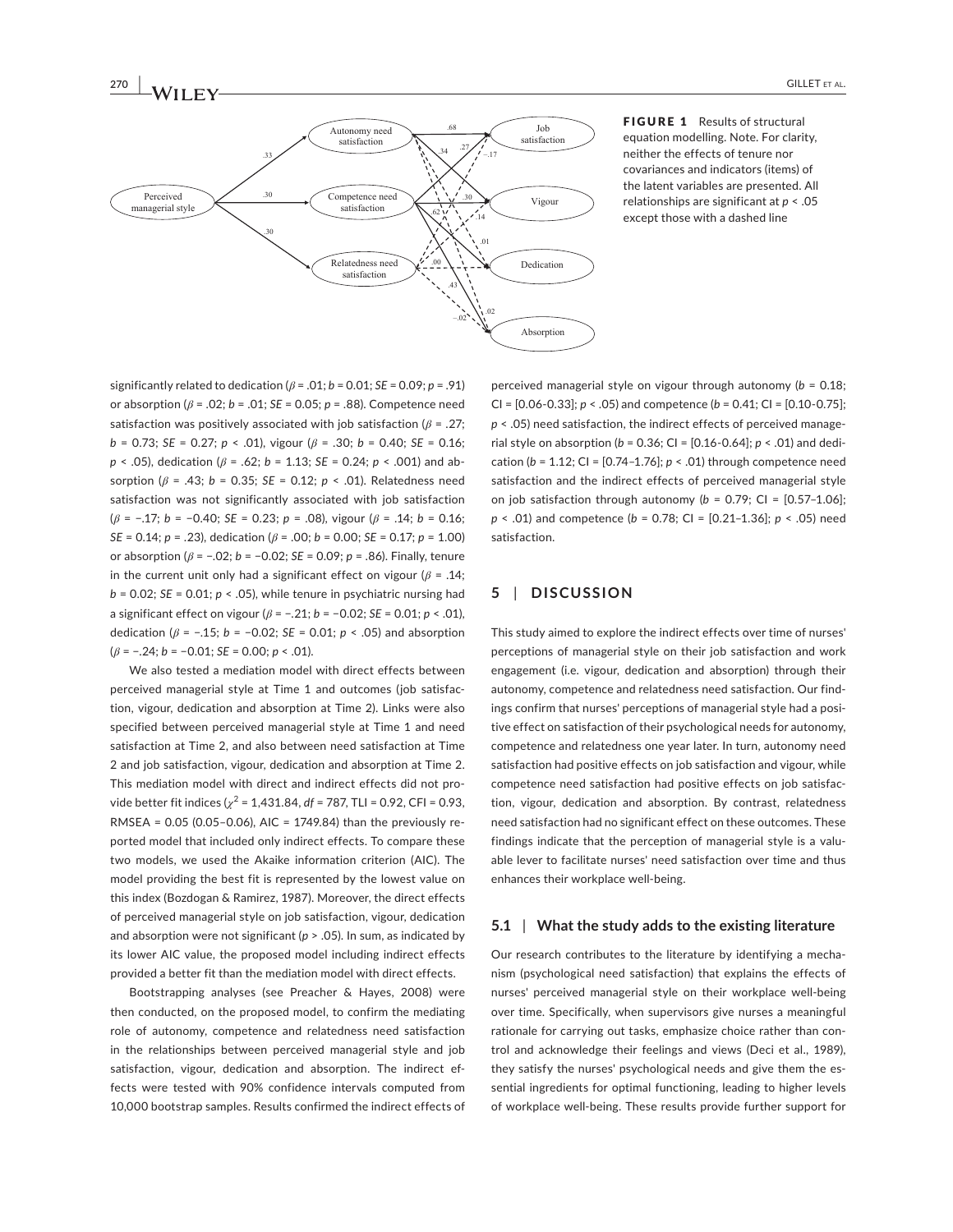FIGURE 1 Results of structural equation modelling. Note. For clarity, neither the effects of tenure nor covariances and indicators (items) of the latent variables are presented. All relationships are significant at $p < .05$ except those with a dashed line

significantly related to dedication ($\beta$ = .01; $b$ = 0.01; $SE$ = 0.09; $p$ = .91) or absorption ($\beta$ = .02; $b$ = .01; $SE$ = 0.05; $p$ = .88). Competence need satisfaction was positively associated with job satisfaction ($\beta$ = .27; $b$ = 0.73; $SE$ = 0.27; $p$ < .01), vigour ($\beta$ = .30; $b$ = 0.40; $SE$ = 0.16; $p$ < .05), dedication ($\beta$ = .62; $b$ = 1.13; $SE$ = 0.24; $p$ < .001) and absorption ($\beta$ = .43; $b$ = 0.35; $SE$ = 0.12; $p$ < .01). Relatedness need satisfaction was not significantly associated with job satisfaction ($\beta$ = −.17; $b$ = −0.40; $SE$ = 0.23; $p$ = .08), vigour ($\beta$ = .14; $b$ = 0.16; $SE$ = 0.14; $p$ = .23), dedication ($\beta$ = .00; $b$ = 0.00; $SE$ = 0.17; $p$ = 1.00) or absorption ($\beta$ = −.02; $b$ = −0.02; $SE$ = 0.09; $p$ = .86). Finally, tenure in the current unit only had a significant effect on vigour ($\beta$ = .14; $b$ = 0.02; $SE$ = 0.01; $p$ < .05), while tenure in psychiatric nursing had a significant effect on vigour ($\beta$ = −.21; $b$ = −0.02; $SE$ = 0.01; $p$ < .01), dedication ($\beta$ = −.15; $b$ = −0.02; $SE$ = 0.01; $p$ < .05) and absorption ($\beta$ = −.24; $b$ = −0.01; $SE$ = 0.00; $p$ < .01).

We also tested a mediation model with direct effects between perceived managerial style at Time 1 and outcomes (job satisfaction, vigour, dedication and absorption at Time 2). Links were also specified between perceived managerial style at Time 1 and need satisfaction at Time 2, and also between need satisfaction at Time 2 and job satisfaction, vigour, dedication and absorption at Time 2. This mediation model with direct and indirect effects did not provide better fit indices ($\chi^2$ = 1,431.84, $df$ = 787, TLI = 0.92, CFI = 0.93, RMSEA = 0.05 (0.05–0.06), AIC = 1749.84) than the previously reported model that included only indirect effects. To compare these two models, we used the Akaike information criterion (AIC). The model providing the best fit is represented by the lowest value on this index (Bozdogan & Ramirez, 1987). Moreover, the direct effects of perceived managerial style on job satisfaction, vigour, dedication and absorption were not significant ($p$ > .05). In sum, as indicated by its lower AIC value, the proposed model including indirect effects provided a better fit than the mediation model with direct effects.

Bootstrapping analyses (see Preacher & Hayes, 2008) were then conducted, on the proposed model, to confirm the mediating role of autonomy, competence and relatedness need satisfaction in the relationships between perceived managerial style and job satisfaction, vigour, dedication and absorption. The indirect effects were tested with 90% confidence intervals computed from 10,000 bootstrap samples. Results confirmed the indirect effects of perceived managerial style on vigour through autonomy ($b$ = 0.18; CI = [0.06-0.33]; $p$ < .05) and competence ($b$ = 0.41; CI = [0.10-0.75]; $p$ < .05) need satisfaction, the indirect effects of perceived managerial style on absorption ($b$ = 0.36; CI = [0.16-0.64]; $p$ < .01) and dedication ($b$ = 1.12; CI = [0.74–1.76]; $p$ < .01) through competence need satisfaction and the indirect effects of perceived managerial style on job satisfaction through autonomy ($b$ = 0.79; CI = [0.57–1.06]; $p$ < .01) and competence ($b$ = 0.78; CI = [0.21–1.36]; $p$ < .05) need satisfaction.

## 5 | DISCUSSION

This study aimed to explore the indirect effects over time of nurses' perceptions of managerial style on their job satisfaction and work engagement (i.e. vigour, dedication and absorption) through their autonomy, competence and relatedness need satisfaction. Our findings confirm that nurses' perceptions of managerial style had a positive effect on satisfaction of their psychological needs for autonomy, competence and relatedness one year later. In turn, autonomy need satisfaction had positive effects on job satisfaction and vigour, while competence need satisfaction had positive effects on job satisfaction, vigour, dedication and absorption. By contrast, relatedness need satisfaction had no significant effect on these outcomes. These findings indicate that the perception of managerial style is a valuable lever to facilitate nurses' need satisfaction over time and thus enhances their workplace well-being.

### 5.1 | What the study adds to the existing literature

Our research contributes to the literature by identifying a mechanism (psychological need satisfaction) that explains the effects of nurses' perceived managerial style on their workplace well-being over time. Specifically, when supervisors give nurses a meaningful rationale for carrying out tasks, emphasize choice rather than control and acknowledge their feelings and views (Deci et al., 1989), they satisfy the nurses' psychological needs and give them the essential ingredients for optimal functioning, leading to higher levels of workplace well-being. These results provide further support for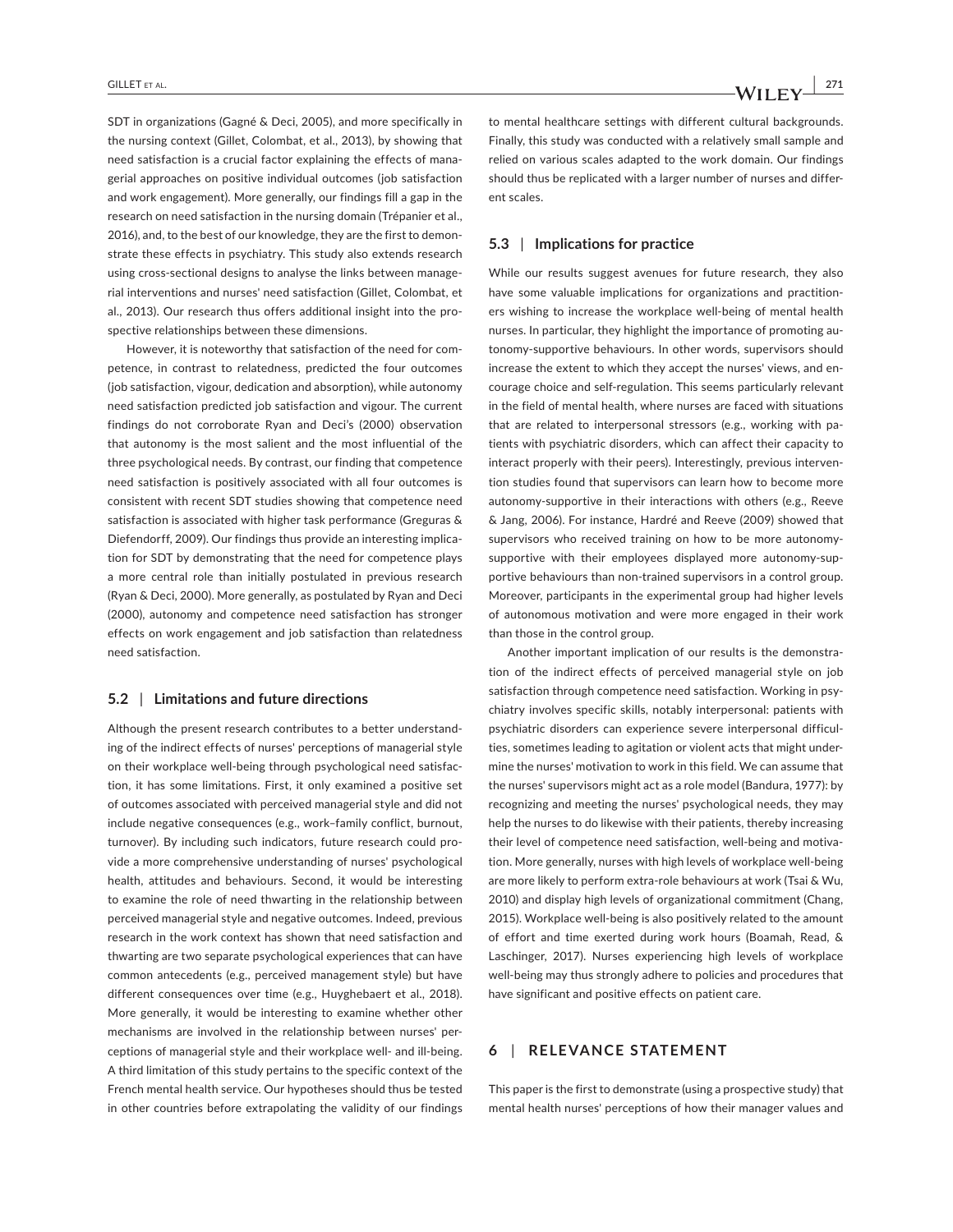SDT in organizations (Gagné & Deci, 2005), and more specifically in the nursing context (Gillet, Colombat, et al., 2013), by showing that need satisfaction is a crucial factor explaining the effects of managerial approaches on positive individual outcomes (job satisfaction and work engagement). More generally, our findings fill a gap in the research on need satisfaction in the nursing domain (Trépanier et al., 2016), and, to the best of our knowledge, they are the first to demonstrate these effects in psychiatry. This study also extends research using cross-sectional designs to analyse the links between managerial interventions and nurses' need satisfaction (Gillet, Colombat, et al., 2013). Our research thus offers additional insight into the prospective relationships between these dimensions.

However, it is noteworthy that satisfaction of the need for competence, in contrast to relatedness, predicted the four outcomes (job satisfaction, vigour, dedication and absorption), while autonomy need satisfaction predicted job satisfaction and vigour. The current findings do not corroborate Ryan and Deci's (2000) observation that autonomy is the most salient and the most influential of the three psychological needs. By contrast, our finding that competence need satisfaction is positively associated with all four outcomes is consistent with recent SDT studies showing that competence need satisfaction is associated with higher task performance (Greguras & Diefendorff, 2009). Our findings thus provide an interesting implication for SDT by demonstrating that the need for competence plays a more central role than initially postulated in previous research (Ryan & Deci, 2000). More generally, as postulated by Ryan and Deci (2000), autonomy and competence need satisfaction has stronger effects on work engagement and job satisfaction than relatedness need satisfaction.

### 5.2 | Limitations and future directions

Although the present research contributes to a better understanding of the indirect effects of nurses' perceptions of managerial style on their workplace well-being through psychological need satisfaction, it has some limitations. First, it only examined a positive set of outcomes associated with perceived managerial style and did not include negative consequences (e.g., work–family conflict, burnout, turnover). By including such indicators, future research could provide a more comprehensive understanding of nurses' psychological health, attitudes and behaviours. Second, it would be interesting to examine the role of need thwarting in the relationship between perceived managerial style and negative outcomes. Indeed, previous research in the work context has shown that need satisfaction and thwarting are two separate psychological experiences that can have common antecedents (e.g., perceived management style) but have different consequences over time (e.g., Huyghebaert et al., 2018). More generally, it would be interesting to examine whether other mechanisms are involved in the relationship between nurses' perceptions of managerial style and their workplace well- and ill-being. A third limitation of this study pertains to the specific context of the French mental health service. Our hypotheses should thus be tested in other countries before extrapolating the validity of our findings to mental healthcare settings with different cultural backgrounds. Finally, this study was conducted with a relatively small sample and relied on various scales adapted to the work domain. Our findings should thus be replicated with a larger number of nurses and different scales.

### 5.3 | Implications for practice

While our results suggest avenues for future research, they also have some valuable implications for organizations and practitioners wishing to increase the workplace well-being of mental health nurses. In particular, they highlight the importance of promoting autonomy-supportive behaviours. In other words, supervisors should increase the extent to which they accept the nurses' views, and encourage choice and self-regulation. This seems particularly relevant in the field of mental health, where nurses are faced with situations that are related to interpersonal stressors (e.g., working with patients with psychiatric disorders, which can affect their capacity to interact properly with their peers). Interestingly, previous intervention studies found that supervisors can learn how to become more autonomy-supportive in their interactions with others (e.g., Reeve & Jang, 2006). For instance, Hardré and Reeve (2009) showed that supervisors who received training on how to be more autonomy-supportive with their employees displayed more autonomy-supportive behaviours than non-trained supervisors in a control group. Moreover, participants in the experimental group had higher levels of autonomous motivation and were more engaged in their work than those in the control group.

Another important implication of our results is the demonstration of the indirect effects of perceived managerial style on job satisfaction through competence need satisfaction. Working in psychiatry involves specific skills, notably interpersonal: patients with psychiatric disorders can experience severe interpersonal difficulties, sometimes leading to agitation or violent acts that might undermine the nurses' motivation to work in this field. We can assume that the nurses' supervisors might act as a role model (Bandura, 1977): by recognizing and meeting the nurses' psychological needs, they may help the nurses to do likewise with their patients, thereby increasing their level of competence need satisfaction, well-being and motivation. More generally, nurses with high levels of workplace well-being are more likely to perform extra-role behaviours at work (Tsai & Wu, 2010) and display high levels of organizational commitment (Chang, 2015). Workplace well-being is also positively related to the amount of effort and time exerted during work hours (Boamah, Read, & Laschinger, 2017). Nurses experiencing high levels of workplace well-being may thus strongly adhere to policies and procedures that have significant and positive effects on patient care.

## 6 | RELEVANCE STATEMENT

This paper is the first to demonstrate (using a prospective study) that mental health nurses' perceptions of how their manager values and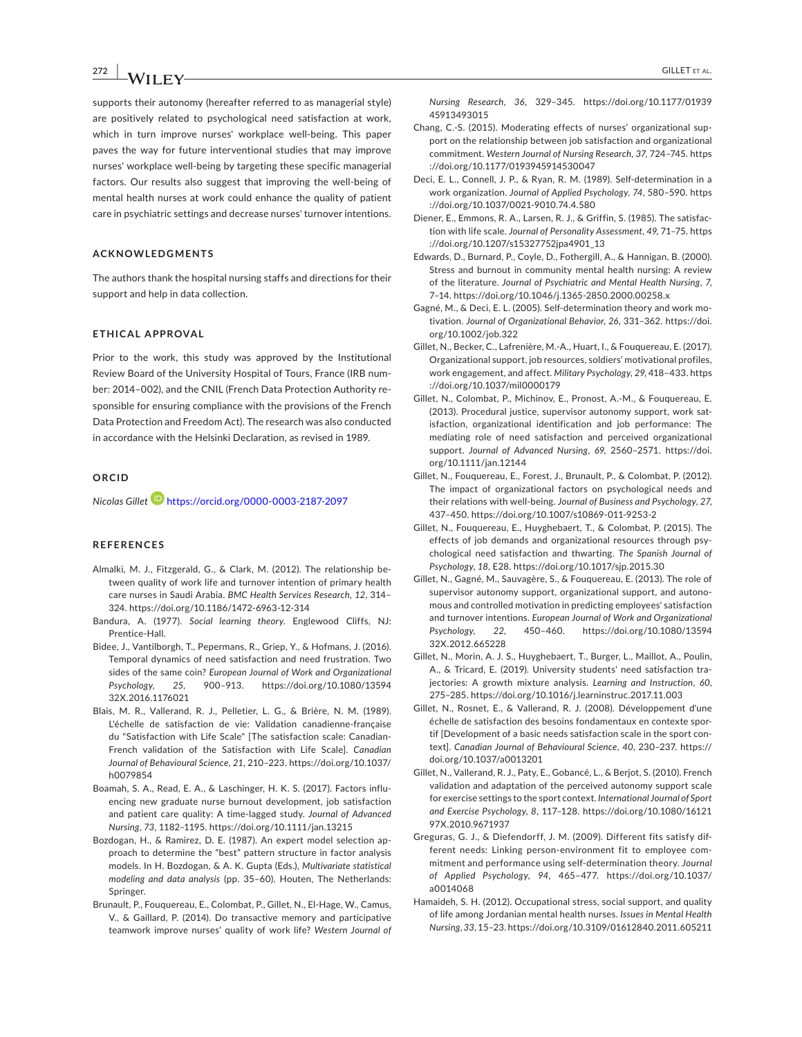supports their autonomy (hereafter referred to as managerial style) are positively related to psychological need satisfaction at work, which in turn improve nurses' workplace well-being. This paper paves the way for future interventional studies that may improve nurses' workplace well-being by targeting these specific managerial factors. Our results also suggest that improving the well-being of mental health nurses at work could enhance the quality of patient care in psychiatric settings and decrease nurses' turnover intentions.

## ACKNOWLEDGMENTS

The authors thank the hospital nursing staffs and directions for their support and help in data collection.

## ETHICAL APPROVAL

Prior to the work, this study was approved by the Institutional Review Board of the University Hospital of Tours, France (IRB number: 2014–002), and the CNIL (French Data Protection Authority responsible for ensuring compliance with the provisions of the French Data Protection and Freedom Act). The research was also conducted in accordance with the Helsinki Declaration, as revised in 1989.

## ORCID

*Nicolas Gillet* https://orcid.org/0000-0003-2187-2097

## REFERENCES

Almalki, M. J., Fitzgerald, G., & Clark, M. (2012). The relationship between quality of work life and turnover intention of primary health care nurses in Saudi Arabia. *BMC Health Services Research*, *12*, 314–324. https://doi.org/10.1186/1472-6963-12-314

Bandura, A. (1977). *Social learning theory*. Englewood Cliffs, NJ: Prentice-Hall.

Bidee, J., Vantilborgh, T., Pepermans, R., Griep, Y., & Hofmans, J. (2016). Temporal dynamics of need satisfaction and need frustration. Two sides of the same coin? *European Journal of Work and Organizational Psychology*, *25*, 900–913. https://doi.org/10.1080/1359432X.2016.1176021

Blais, M. R., Vallerand, R. J., Pelletier, L. G., & Brière, N. M. (1989). L'échelle de satisfaction de vie: Validation canadienne-française du "Satisfaction with Life Scale" [The satisfaction scale: Canadian-French validation of the Satisfaction with Life Scale]. *Canadian Journal of Behavioural Science*, *21*, 210–223. https://doi.org/10.1037/h0079854

Boamah, S. A., Read, E. A., & Laschinger, H. K. S. (2017). Factors influencing new graduate nurse burnout development, job satisfaction and patient care quality: A time-lagged study. *Journal of Advanced Nursing*, *73*, 1182–1195. https://doi.org/10.1111/jan.13215

Bozdogan, H., & Ramirez, D. E. (1987). An expert model selection approach to determine the "best" pattern structure in factor analysis models. In H. Bozdogan, & A. K. Gupta (Eds.), *Multivariate statistical modeling and data analysis* (pp. 35–60). Houten, The Netherlands: Springer.

Brunault, P., Fouquereau, E., Colombat, P., Gillet, N., El-Hage, W., Camus, V., & Gaillard, P. (2014). Do transactive memory and participative teamwork improve nurses' quality of work life? *Western Journal of Nursing Research*, *36*, 329–345. https://doi.org/10.1177/0193945913493015

Chang, C.-S. (2015). Moderating effects of nurses' organizational support on the relationship between job satisfaction and organizational commitment. *Western Journal of Nursing Research*, *37*, 724–745. https://doi.org/10.1177/0193945914530047

Deci, E. L., Connell, J. P., & Ryan, R. M. (1989). Self-determination in a work organization. *Journal of Applied Psychology*, *74*, 580–590. https://doi.org/10.1037/0021-9010.74.4.580

Diener, E., Emmons, R. A., Larsen, R. J., & Griffin, S. (1985). The satisfaction with life scale. *Journal of Personality Assessment*, *49*, 71–75. https://doi.org/10.1207/s15327752jpa4901_13

Edwards, D., Burnard, P., Coyle, D., Fothergill, A., & Hannigan, B. (2000). Stress and burnout in community mental health nursing: A review of the literature. *Journal of Psychiatric and Mental Health Nursing*, *7*, 7–14. https://doi.org/10.1046/j.1365-2850.2000.00258.x

Gagné, M., & Deci, E. L. (2005). Self-determination theory and work motivation. *Journal of Organizational Behavior*, *26*, 331–362. https://doi.org/10.1002/job.322

Gillet, N., Becker, C., Lafrenière, M.-A., Huart, I., & Fouquereau, E. (2017). Organizational support, job resources, soldiers' motivational profiles, work engagement, and affect. *Military Psychology*, *29*, 418–433. https://doi.org/10.1037/mil0000179

Gillet, N., Colombat, P., Michinov, E., Pronost, A.-M., & Fouquereau, E. (2013). Procedural justice, supervisor autonomy support, work satisfaction, organizational identification and job performance: The mediating role of need satisfaction and perceived organizational support. *Journal of Advanced Nursing*, *69*, 2560–2571. https://doi.org/10.1111/jan.12144

Gillet, N., Fouquereau, E., Forest, J., Brunault, P., & Colombat, P. (2012). The impact of organizational factors on psychological needs and their relations with well-being. *Journal of Business and Psychology*, *27*, 437–450. https://doi.org/10.1007/s10869-011-9253-2

Gillet, N., Fouquereau, E., Huyghebaert, T., & Colombat, P. (2015). The effects of job demands and organizational resources through psychological need satisfaction and thwarting. *The Spanish Journal of Psychology*, *18*, E28. https://doi.org/10.1017/sjp.2015.30

Gillet, N., Gagné, M., Sauvagère, S., & Fouquereau, E. (2013). The role of supervisor autonomy support, organizational support, and autonomous and controlled motivation in predicting employees' satisfaction and turnover intentions. *European Journal of Work and Organizational Psychology*, *22*, 450–460. https://doi.org/10.1080/1359432X.2012.665228

Gillet, N., Morin, A. J. S., Huyghebaert, T., Burger, L., Maillot, A., Poulin, A., & Tricard, E. (2019). University students' need satisfaction trajectories: A growth mixture analysis. *Learning and Instruction*, *60*, 275–285. https://doi.org/10.1016/j.learninstruc.2017.11.003

Gillet, N., Rosnet, E., & Vallerand, R. J. (2008). Développement d'une échelle de satisfaction des besoins fondamentaux en contexte sportif [Development of a basic needs satisfaction scale in the sport context]. *Canadian Journal of Behavioural Science*, *40*, 230–237. https://doi.org/10.1037/a0013201

Gillet, N., Vallerand, R. J., Paty, E., Gobancé, L., & Berjot, S. (2010). French validation and adaptation of the perceived autonomy support scale for exercise settings to the sport context. *International Journal of Sport and Exercise Psychology*, *8*, 117–128. https://doi.org/10.1080/1612197X.2010.9671937

Greguras, G. J., & Diefendorff, J. M. (2009). Different fits satisfy different needs: Linking person-environment fit to employee commitment and performance using self-determination theory. *Journal of Applied Psychology*, *94*, 465–477. https://doi.org/10.1037/a0014068

Hamaideh, S. H. (2012). Occupational stress, social support, and quality of life among Jordanian mental health nurses. *Issues in Mental Health Nursing*, *33*, 15–23. https://doi.org/10.3109/01612840.2011.605211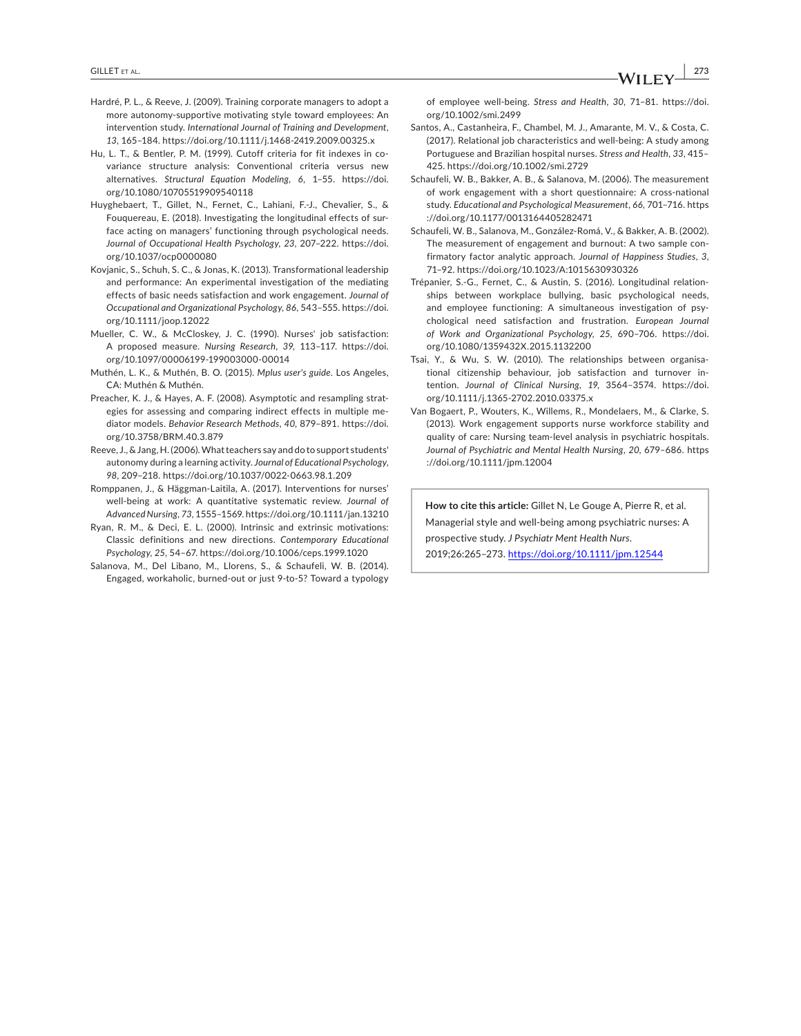Hardré, P. L., & Reeve, J. (2009). Training corporate managers to adopt a more autonomy-supportive motivating style toward employees: An intervention study. *International Journal of Training and Development*, *13*, 165–184. https://doi.org/10.1111/j.1468-2419.2009.00325.x

Hu, L. T., & Bentler, P. M. (1999). Cutoff criteria for fit indexes in covariance structure analysis: Conventional criteria versus new alternatives. *Structural Equation Modeling*, *6*, 1–55. https://doi.org/10.1080/10705519909540118

Huyghebaert, T., Gillet, N., Fernet, C., Lahiani, F.-J., Chevalier, S., & Fouquereau, E. (2018). Investigating the longitudinal effects of surface acting on managers' functioning through psychological needs. *Journal of Occupational Health Psychology*, *23*, 207–222. https://doi.org/10.1037/ocp0000080

Kovjanic, S., Schuh, S. C., & Jonas, K. (2013). Transformational leadership and performance: An experimental investigation of the mediating effects of basic needs satisfaction and work engagement. *Journal of Occupational and Organizational Psychology*, *86*, 543–555. https://doi.org/10.1111/joop.12022

Mueller, C. W., & McCloskey, J. C. (1990). Nurses' job satisfaction: A proposed measure. *Nursing Research*, *39*, 113–117. https://doi.org/10.1097/00006199-199003000-00014

Muthén, L. K., & Muthén, B. O. (2015). *Mplus user's guide*. Los Angeles, CA: Muthén & Muthén.

Preacher, K. J., & Hayes, A. F. (2008). Asymptotic and resampling strategies for assessing and comparing indirect effects in multiple mediator models. *Behavior Research Methods*, *40*, 879–891. https://doi.org/10.3758/BRM.40.3.879

Reeve, J., & Jang, H. (2006). What teachers say and do to support students' autonomy during a learning activity. *Journal of Educational Psychology*, *98*, 209–218. https://doi.org/10.1037/0022-0663.98.1.209

Romppanen, J., & Häggman-Laitila, A. (2017). Interventions for nurses' well-being at work: A quantitative systematic review. *Journal of Advanced Nursing*, *73*, 1555–1569. https://doi.org/10.1111/jan.13210

Ryan, R. M., & Deci, E. L. (2000). Intrinsic and extrinsic motivations: Classic definitions and new directions. *Contemporary Educational Psychology*, *25*, 54–67. https://doi.org/10.1006/ceps.1999.1020

Salanova, M., Del Libano, M., Llorens, S., & Schaufeli, W. B. (2014). Engaged, workaholic, burned-out or just 9-to-5? Toward a typology of employee well-being. *Stress and Health*, *30*, 71–81. https://doi.org/10.1002/smi.2499

Santos, A., Castanheira, F., Chambel, M. J., Amarante, M. V., & Costa, C. (2017). Relational job characteristics and well-being: A study among Portuguese and Brazilian hospital nurses. *Stress and Health*, *33*, 415–425. https://doi.org/10.1002/smi.2729

Schaufeli, W. B., Bakker, A. B., & Salanova, M. (2006). The measurement of work engagement with a short questionnaire: A cross-national study. *Educational and Psychological Measurement*, *66*, 701–716. https://doi.org/10.1177/0013164405282471

Schaufeli, W. B., Salanova, M., González-Romá, V., & Bakker, A. B. (2002). The measurement of engagement and burnout: A two sample confirmatory factor analytic approach. *Journal of Happiness Studies*, *3*, 71–92. https://doi.org/10.1023/A:1015630930326

Trépanier, S.-G., Fernet, C., & Austin, S. (2016). Longitudinal relationships between workplace bullying, basic psychological needs, and employee functioning: A simultaneous investigation of psychological need satisfaction and frustration. *European Journal of Work and Organizational Psychology*, *25*, 690–706. https://doi.org/10.1080/1359432X.2015.1132200

Tsai, Y., & Wu, S. W. (2010). The relationships between organisational citizenship behaviour, job satisfaction and turnover intention. *Journal of Clinical Nursing*, *19*, 3564–3574. https://doi.org/10.1111/j.1365-2702.2010.03375.x

Van Bogaert, P., Wouters, K., Willems, R., Mondelaers, M., & Clarke, S. (2013). Work engagement supports nurse workforce stability and quality of care: Nursing team-level analysis in psychiatric hospitals. *Journal of Psychiatric and Mental Health Nursing*, *20*, 679–686. https://doi.org/10.1111/jpm.12004

**How to cite this article:** Gillet N, Le Gouge A, Pierre R, et al. Managerial style and well-being among psychiatric nurses: A prospective study. *J Psychiatr Ment Health Nurs*. 2019;26:265–273. https://doi.org/10.1111/jpm.12544